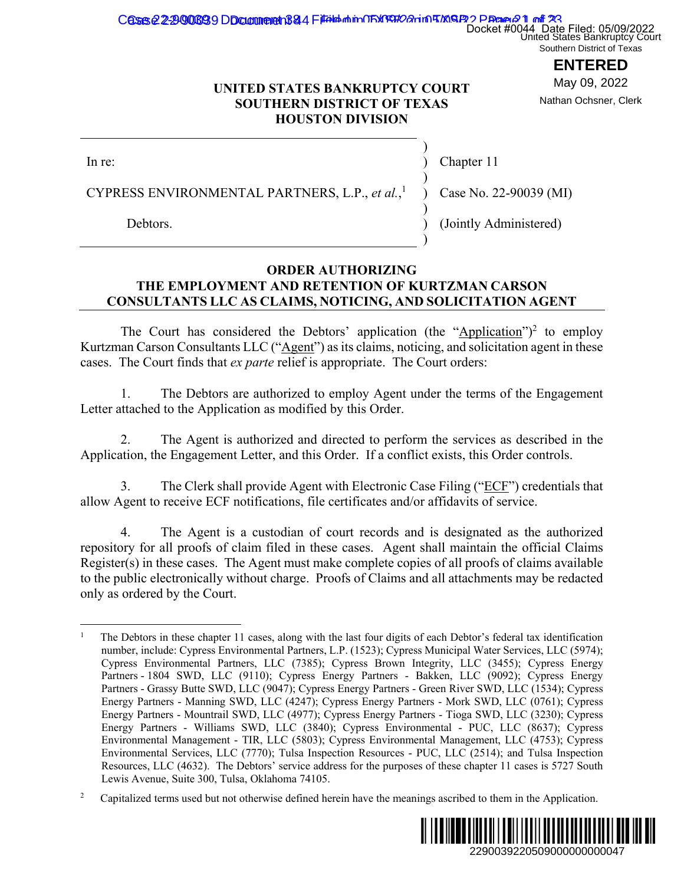UNITED STATES BANKRUPTCY COURT
SOUTHERN DISTRICT OF TEXAS
HOUSTON DIVISION

| | |
|---|---|
| In re: | Chapter 11 |
| CYPRESS ENVIRONMENTAL PARTNERS, L.P., *et al.*,[1] | Case No. 22-90039 (MI) |
| Debtors. | (Jointly Administered) |

## ORDER AUTHORIZING THE EMPLOYMENT AND RETENTION OF KURTZMAN CARSON CONSULTANTS LLC AS CLAIMS, NOTICING, AND SOLICITATION AGENT

The Court has considered the Debtors' application (the "Application")[2] to employ Kurtzman Carson Consultants LLC ("Agent") as its claims, noticing, and solicitation agent in these cases. The Court finds that *ex parte* relief is appropriate. The Court orders:

1. The Debtors are authorized to employ Agent under the terms of the Engagement Letter attached to the Application as modified by this Order.

2. The Agent is authorized and directed to perform the services as described in the Application, the Engagement Letter, and this Order. If a conflict exists, this Order controls.

3. The Clerk shall provide Agent with Electronic Case Filing ("ECF") credentials that allow Agent to receive ECF notifications, file certificates and/or affidavits of service.

4. The Agent is a custodian of court records and is designated as the authorized repository for all proofs of claim filed in these cases. Agent shall maintain the official Claims Register(s) in these cases. The Agent must make complete copies of all proofs of claims available to the public electronically without charge. Proofs of Claims and all attachments may be redacted only as ordered by the Court.

---

[1] The Debtors in these chapter 11 cases, along with the last four digits of each Debtor's federal tax identification number, include: Cypress Environmental Partners, L.P. (1523); Cypress Municipal Water Services, LLC (5974); Cypress Environmental Partners, LLC (7385); Cypress Brown Integrity, LLC (3455); Cypress Energy Partners - 1804 SWD, LLC (9110); Cypress Energy Partners - Bakken, LLC (9092); Cypress Energy Partners - Grassy Butte SWD, LLC (9047); Cypress Energy Partners - Green River SWD, LLC (1534); Cypress Energy Partners - Manning SWD, LLC (4247); Cypress Energy Partners - Mork SWD, LLC (0761); Cypress Energy Partners - Mountrail SWD, LLC (4977); Cypress Energy Partners - Tioga SWD, LLC (3230); Cypress Energy Partners - Williams SWD, LLC (3840); Cypress Environmental - PUC, LLC (8637); Cypress Environmental Management - TIR, LLC (5803); Cypress Environmental Management, LLC (4753); Cypress Environmental Services, LLC (7770); Tulsa Inspection Resources - PUC, LLC (2514); and Tulsa Inspection Resources, LLC (4632). The Debtors' service address for the purposes of these chapter 11 cases is 5727 South Lewis Avenue, Suite 300, Tulsa, Oklahoma 74105.

[2] Capitalized terms used but not otherwise defined herein have the meanings ascribed to them in the Application.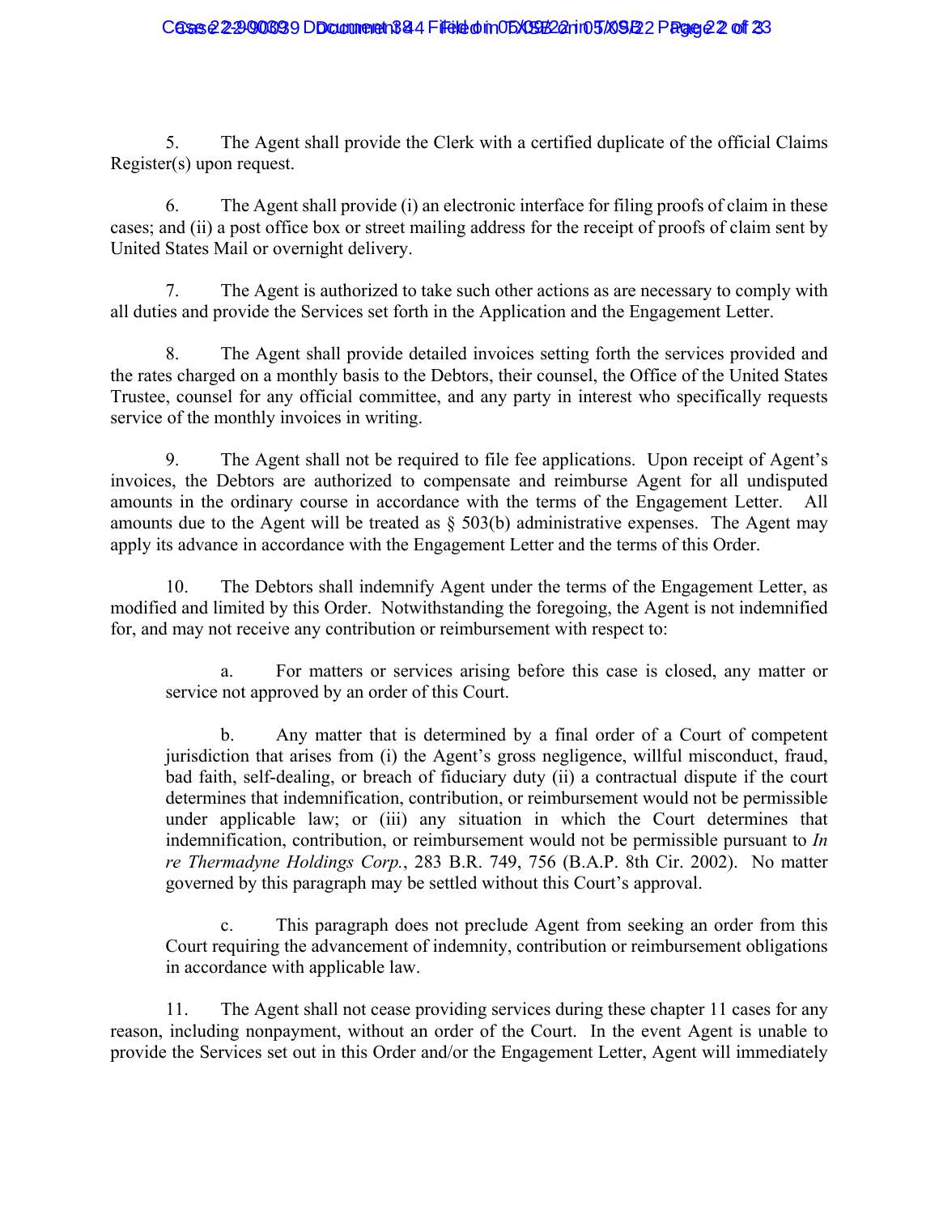5. The Agent shall provide the Clerk with a certified duplicate of the official Claims Register(s) upon request.

6. The Agent shall provide (i) an electronic interface for filing proofs of claim in these cases; and (ii) a post office box or street mailing address for the receipt of proofs of claim sent by United States Mail or overnight delivery.

7. The Agent is authorized to take such other actions as are necessary to comply with all duties and provide the Services set forth in the Application and the Engagement Letter.

8. The Agent shall provide detailed invoices setting forth the services provided and the rates charged on a monthly basis to the Debtors, their counsel, the Office of the United States Trustee, counsel for any official committee, and any party in interest who specifically requests service of the monthly invoices in writing.

9. The Agent shall not be required to file fee applications. Upon receipt of Agent's invoices, the Debtors are authorized to compensate and reimburse Agent for all undisputed amounts in the ordinary course in accordance with the terms of the Engagement Letter. All amounts due to the Agent will be treated as § 503(b) administrative expenses. The Agent may apply its advance in accordance with the Engagement Letter and the terms of this Order.

10. The Debtors shall indemnify Agent under the terms of the Engagement Letter, as modified and limited by this Order. Notwithstanding the foregoing, the Agent is not indemnified for, and may not receive any contribution or reimbursement with respect to:

> a. For matters or services arising before this case is closed, any matter or service not approved by an order of this Court.
>
> b. Any matter that is determined by a final order of a Court of competent jurisdiction that arises from (i) the Agent's gross negligence, willful misconduct, fraud, bad faith, self-dealing, or breach of fiduciary duty (ii) a contractual dispute if the court determines that indemnification, contribution, or reimbursement would not be permissible under applicable law; or (iii) any situation in which the Court determines that indemnification, contribution, or reimbursement would not be permissible pursuant to *In re Thermadyne Holdings Corp.*, 283 B.R. 749, 756 (B.A.P. 8th Cir. 2002). No matter governed by this paragraph may be settled without this Court's approval.
>
> c. This paragraph does not preclude Agent from seeking an order from this Court requiring the advancement of indemnity, contribution or reimbursement obligations in accordance with applicable law.

11. The Agent shall not cease providing services during these chapter 11 cases for any reason, including nonpayment, without an order of the Court. In the event Agent is unable to provide the Services set out in this Order and/or the Engagement Letter, Agent will immediately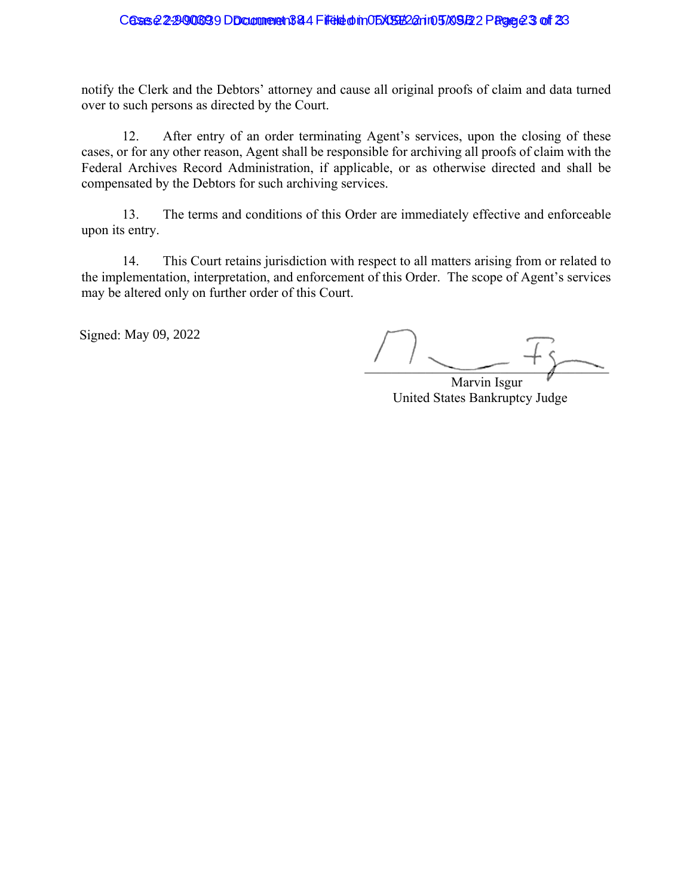notify the Clerk and the Debtors' attorney and cause all original proofs of claim and data turned over to such persons as directed by the Court.

12. After entry of an order terminating Agent's services, upon the closing of these cases, or for any other reason, Agent shall be responsible for archiving all proofs of claim with the Federal Archives Record Administration, if applicable, or as otherwise directed and shall be compensated by the Debtors for such archiving services.

13. The terms and conditions of this Order are immediately effective and enforceable upon its entry.

14. This Court retains jurisdiction with respect to all matters arising from or related to the implementation, interpretation, and enforcement of this Order. The scope of Agent's services may be altered only on further order of this Court.

Signed: May 09, 2022

Marvin Isgur
United States Bankruptcy Judge